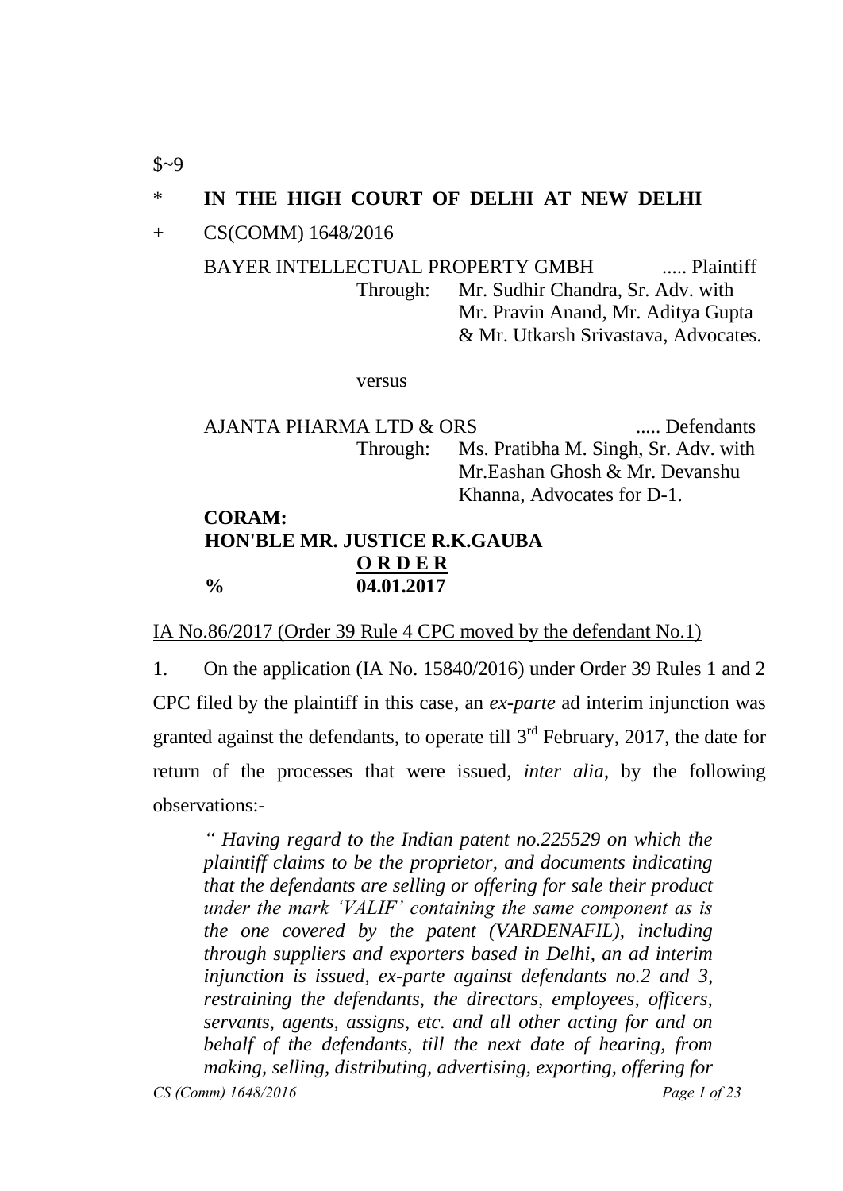$~9

\* **IN THE HIGH COURT OF DELHI AT NEW DELHI**

\+ CS(COMM) 1648/2016

BAYER INTELLECTUAL PROPERTY GMBH ..... Plaintiff

Through: Mr. Sudhir Chandra, Sr. Adv. with Mr. Pravin Anand, Mr. Aditya Gupta & Mr. Utkarsh Srivastava, Advocates.

versus

AJANTA PHARMA LTD & ORS ..... Defendants

Through: Ms. Pratibha M. Singh, Sr. Adv. with Mr.Eashan Ghosh & Mr. Devanshu Khanna, Advocates for D-1.

**CORAM:**
**HON'BLE MR. JUSTICE R.K.GAUBA**

**O R D E R**

**% 04.01.2017**

IA No.86/2017 (Order 39 Rule 4 CPC moved by the defendant No.1)

1. On the application (IA No. 15840/2016) under Order 39 Rules 1 and 2 CPC filed by the plaintiff in this case, an *ex-parte* ad interim injunction was granted against the defendants, to operate till 3rd February, 2017, the date for return of the processes that were issued, *inter alia*, by the following observations:-

> *" Having regard to the Indian patent no.225529 on which the plaintiff claims to be the proprietor, and documents indicating that the defendants are selling or offering for sale their product under the mark 'VALIF' containing the same component as is the one covered by the patent (VARDENAFIL), including through suppliers and exporters based in Delhi, an ad interim injunction is issued, ex-parte against defendants no.2 and 3, restraining the defendants, the directors, employees, officers, servants, agents, assigns, etc. and all other acting for and on behalf of the defendants, till the next date of hearing, from making, selling, distributing, advertising, exporting, offering for*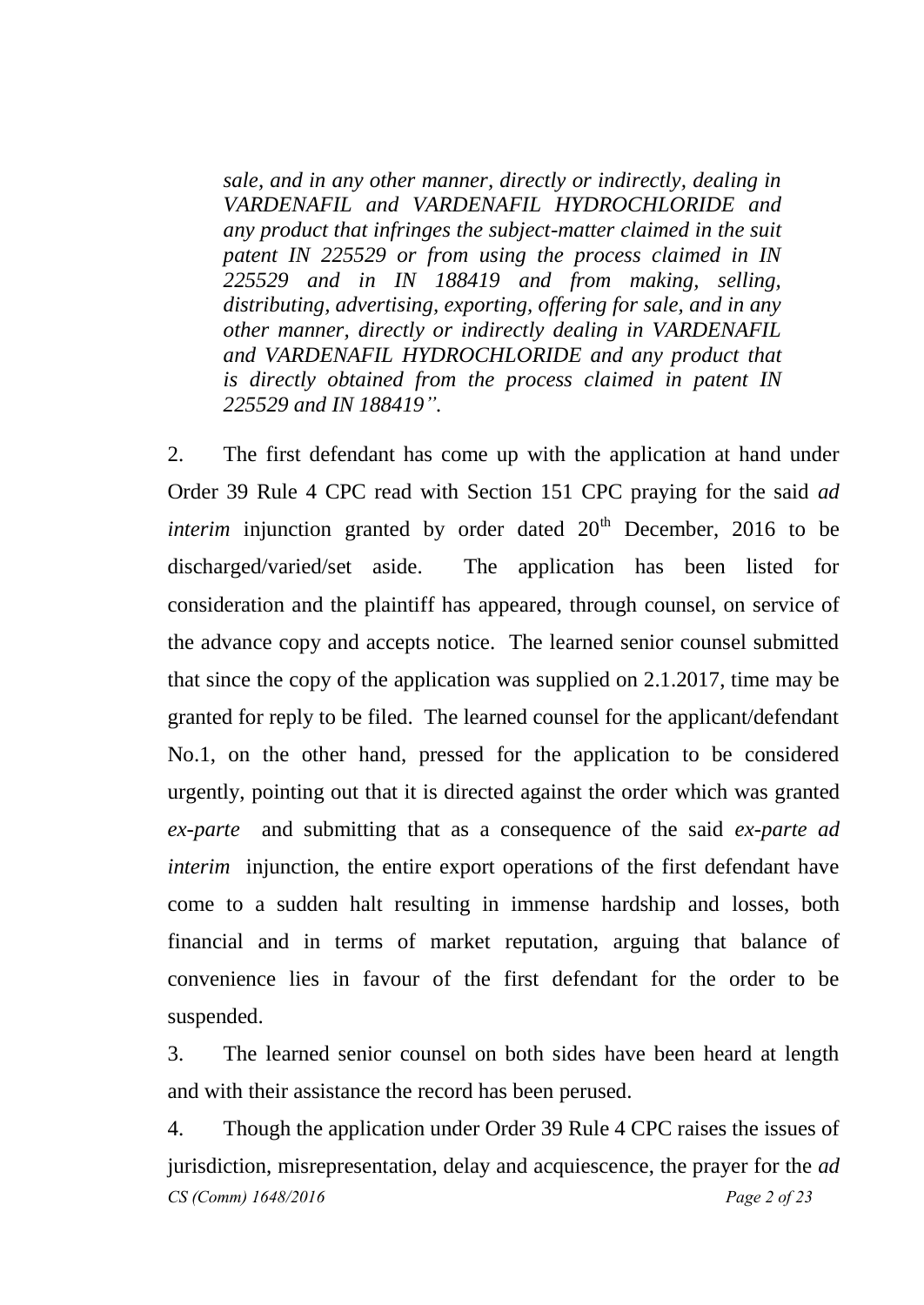*sale, and in any other manner, directly or indirectly, dealing in VARDENAFIL and VARDENAFIL HYDROCHLORIDE and any product that infringes the subject-matter claimed in the suit patent IN 225529 or from using the process claimed in IN 225529 and in IN 188419 and from making, selling, distributing, advertising, exporting, offering for sale, and in any other manner, directly or indirectly dealing in VARDENAFIL and VARDENAFIL HYDROCHLORIDE and any product that is directly obtained from the process claimed in patent IN 225529 and IN 188419".*

2. The first defendant has come up with the application at hand under Order 39 Rule 4 CPC read with Section 151 CPC praying for the said *ad interim* injunction granted by order dated 20th December, 2016 to be discharged/varied/set aside. The application has been listed for consideration and the plaintiff has appeared, through counsel, on service of the advance copy and accepts notice. The learned senior counsel submitted that since the copy of the application was supplied on 2.1.2017, time may be granted for reply to be filed. The learned counsel for the applicant/defendant No.1, on the other hand, pressed for the application to be considered urgently, pointing out that it is directed against the order which was granted *ex-parte* and submitting that as a consequence of the said *ex-parte ad interim* injunction, the entire export operations of the first defendant have come to a sudden halt resulting in immense hardship and losses, both financial and in terms of market reputation, arguing that balance of convenience lies in favour of the first defendant for the order to be suspended.

3. The learned senior counsel on both sides have been heard at length and with their assistance the record has been perused.

4. Though the application under Order 39 Rule 4 CPC raises the issues of jurisdiction, misrepresentation, delay and acquiescence, the prayer for the *ad*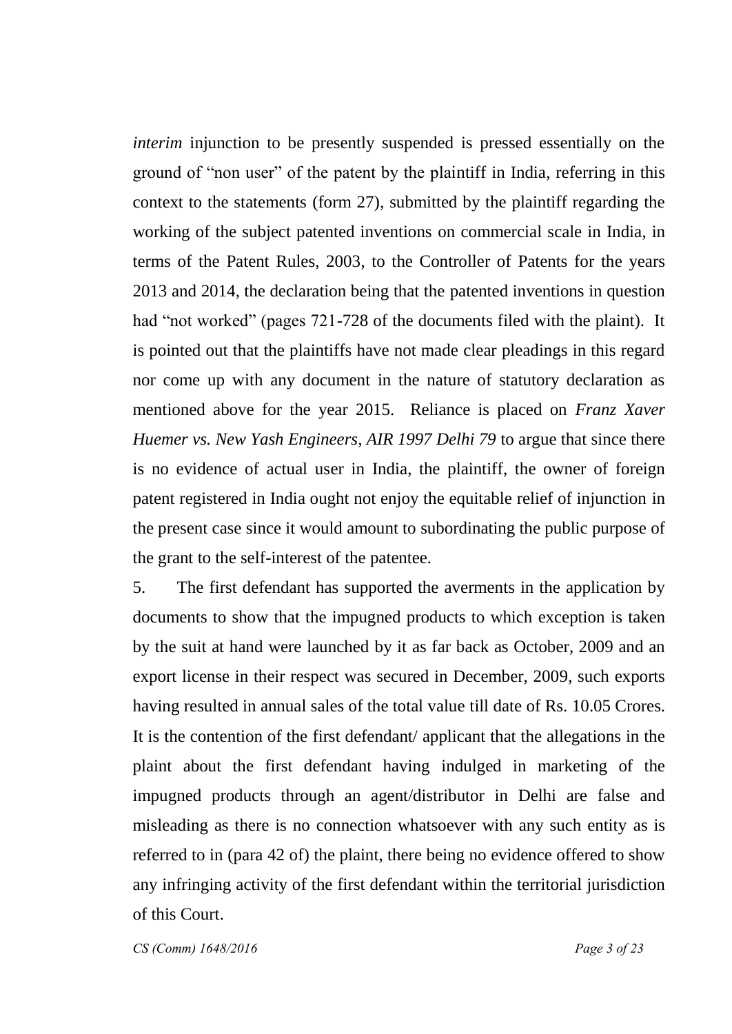*interim* injunction to be presently suspended is pressed essentially on the ground of "non user" of the patent by the plaintiff in India, referring in this context to the statements (form 27), submitted by the plaintiff regarding the working of the subject patented inventions on commercial scale in India, in terms of the Patent Rules, 2003, to the Controller of Patents for the years 2013 and 2014, the declaration being that the patented inventions in question had "not worked" (pages 721-728 of the documents filed with the plaint). It is pointed out that the plaintiffs have not made clear pleadings in this regard nor come up with any document in the nature of statutory declaration as mentioned above for the year 2015. Reliance is placed on *Franz Xaver Huemer vs. New Yash Engineers, AIR 1997 Delhi 79* to argue that since there is no evidence of actual user in India, the plaintiff, the owner of foreign patent registered in India ought not enjoy the equitable relief of injunction in the present case since it would amount to subordinating the public purpose of the grant to the self-interest of the patentee.

5. The first defendant has supported the averments in the application by documents to show that the impugned products to which exception is taken by the suit at hand were launched by it as far back as October, 2009 and an export license in their respect was secured in December, 2009, such exports having resulted in annual sales of the total value till date of Rs. 10.05 Crores. It is the contention of the first defendant/ applicant that the allegations in the plaint about the first defendant having indulged in marketing of the impugned products through an agent/distributor in Delhi are false and misleading as there is no connection whatsoever with any such entity as is referred to in (para 42 of) the plaint, there being no evidence offered to show any infringing activity of the first defendant within the territorial jurisdiction of this Court.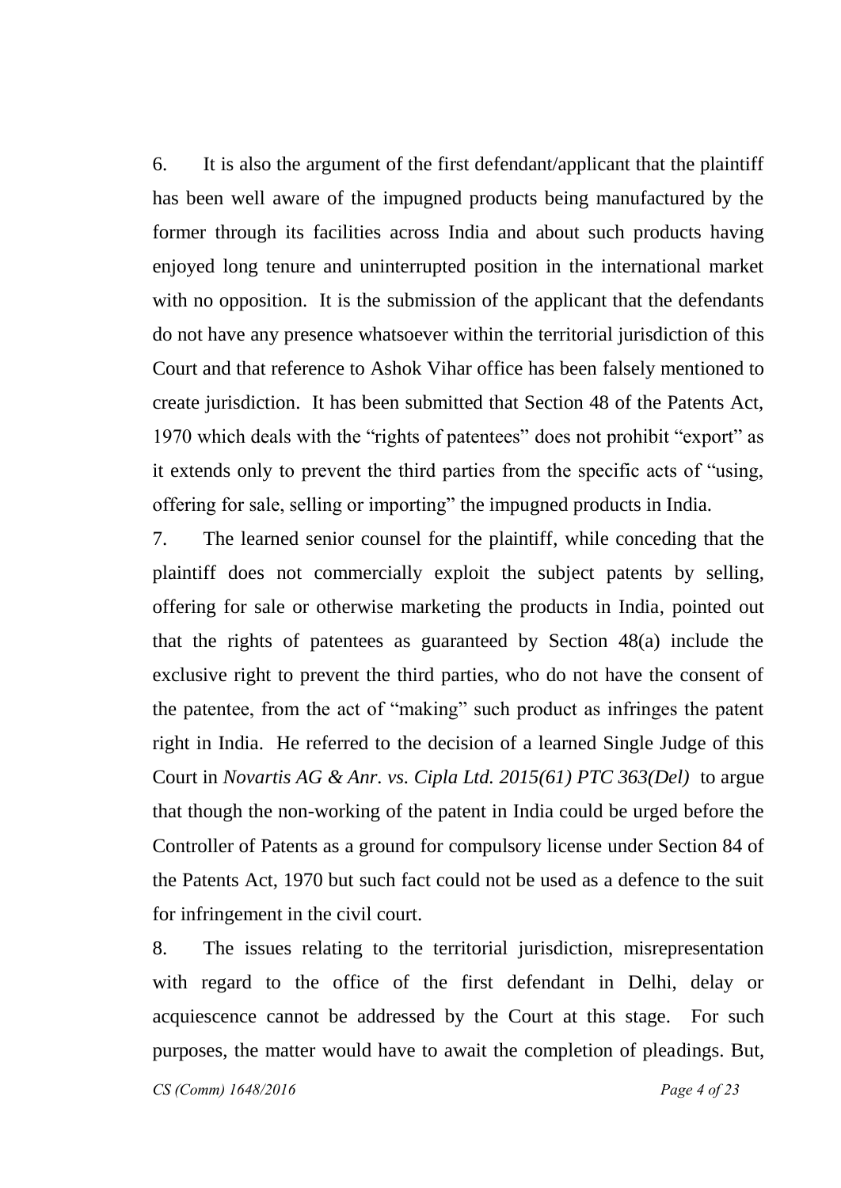6. It is also the argument of the first defendant/applicant that the plaintiff has been well aware of the impugned products being manufactured by the former through its facilities across India and about such products having enjoyed long tenure and uninterrupted position in the international market with no opposition. It is the submission of the applicant that the defendants do not have any presence whatsoever within the territorial jurisdiction of this Court and that reference to Ashok Vihar office has been falsely mentioned to create jurisdiction. It has been submitted that Section 48 of the Patents Act, 1970 which deals with the "rights of patentees" does not prohibit "export" as it extends only to prevent the third parties from the specific acts of "using, offering for sale, selling or importing" the impugned products in India.

7. The learned senior counsel for the plaintiff, while conceding that the plaintiff does not commercially exploit the subject patents by selling, offering for sale or otherwise marketing the products in India, pointed out that the rights of patentees as guaranteed by Section 48(a) include the exclusive right to prevent the third parties, who do not have the consent of the patentee, from the act of "making" such product as infringes the patent right in India. He referred to the decision of a learned Single Judge of this Court in *Novartis AG & Anr. vs. Cipla Ltd. 2015(61) PTC 363(Del)* to argue that though the non-working of the patent in India could be urged before the Controller of Patents as a ground for compulsory license under Section 84 of the Patents Act, 1970 but such fact could not be used as a defence to the suit for infringement in the civil court.

8. The issues relating to the territorial jurisdiction, misrepresentation with regard to the office of the first defendant in Delhi, delay or acquiescence cannot be addressed by the Court at this stage. For such purposes, the matter would have to await the completion of pleadings. But,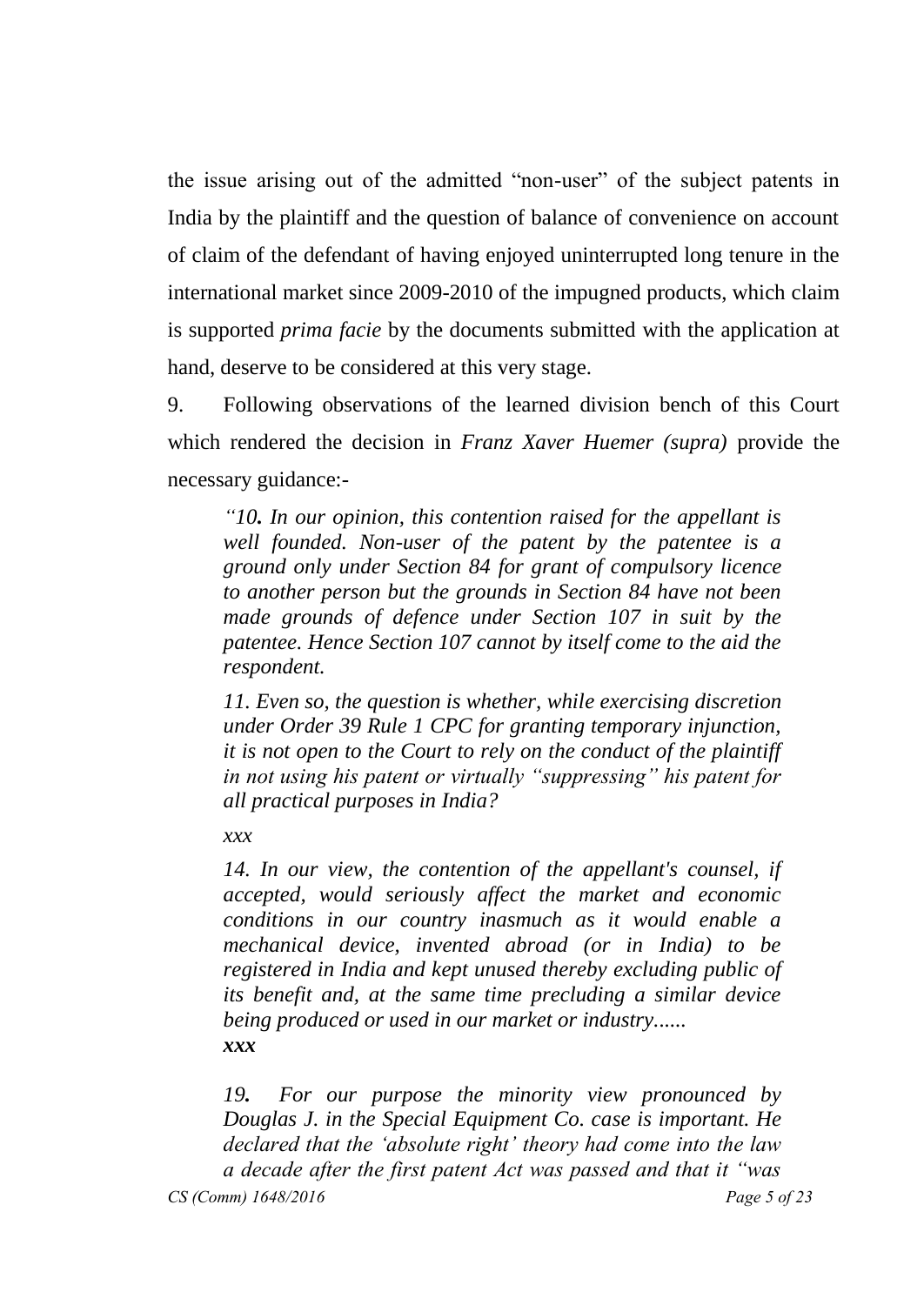the issue arising out of the admitted "non-user" of the subject patents in India by the plaintiff and the question of balance of convenience on account of claim of the defendant of having enjoyed uninterrupted long tenure in the international market since 2009-2010 of the impugned products, which claim is supported *prima facie* by the documents submitted with the application at hand, deserve to be considered at this very stage.

9. Following observations of the learned division bench of this Court which rendered the decision in *Franz Xaver Huemer (supra)* provide the necessary guidance:-

> *"10. In our opinion, this contention raised for the appellant is well founded. Non-user of the patent by the patentee is a ground only under Section 84 for grant of compulsory licence to another person but the grounds in Section 84 have not been made grounds of defence under Section 107 in suit by the patentee. Hence Section 107 cannot by itself come to the aid the respondent.*
>
> *11. Even so, the question is whether, while exercising discretion under Order 39 Rule 1 CPC for granting temporary injunction, it is not open to the Court to rely on the conduct of the plaintiff in not using his patent or virtually "suppressing" his patent for all practical purposes in India?*
>
> *xxx*
>
> *14. In our view, the contention of the appellant's counsel, if accepted, would seriously affect the market and economic conditions in our country inasmuch as it would enable a mechanical device, invented abroad (or in India) to be registered in India and kept unused thereby excluding public of its benefit and, at the same time precluding a similar device being produced or used in our market or industry......*
>
> ***xxx***
>
> *19. For our purpose the minority view pronounced by Douglas J. in the Special Equipment Co. case is important. He declared that the 'absolute right' theory had come into the law a decade after the first patent Act was passed and that it "was*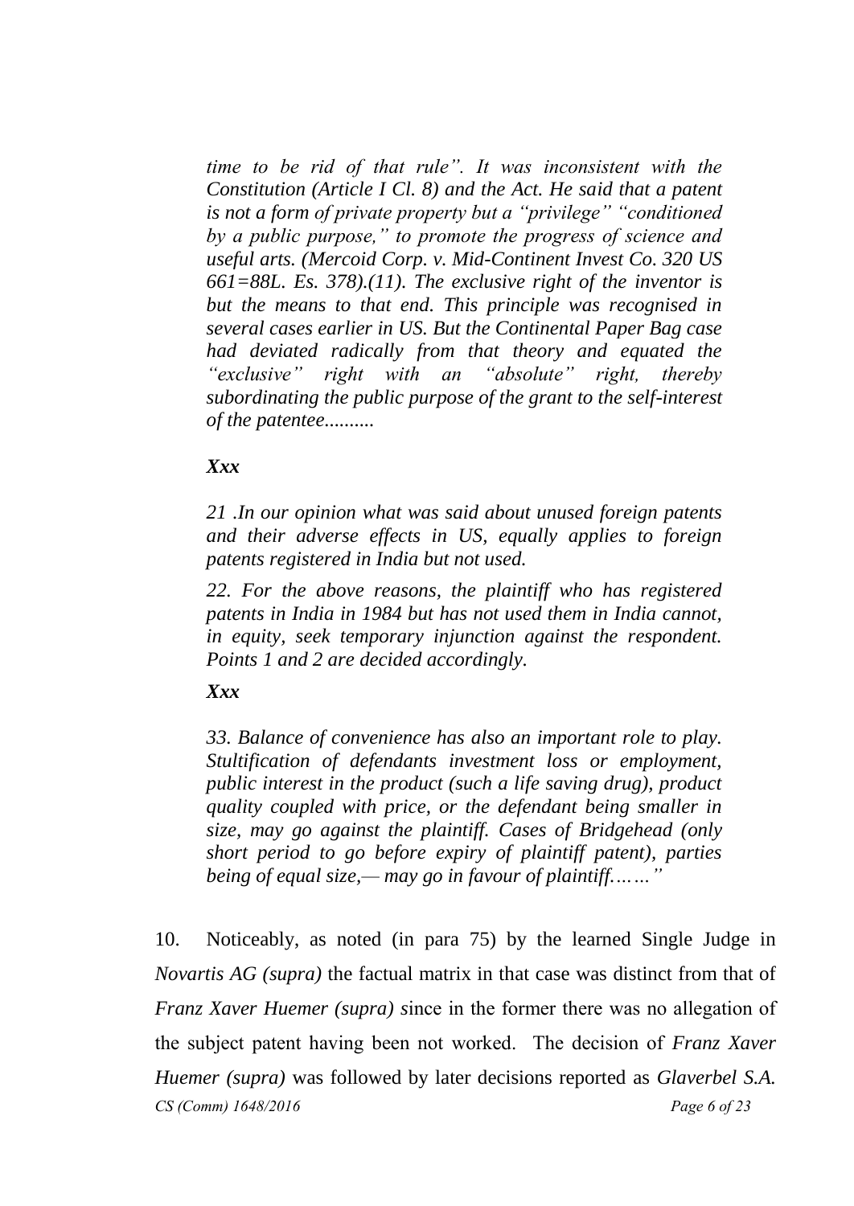*time to be rid of that rule". It was inconsistent with the Constitution (Article I Cl. 8) and the Act. He said that a patent is not a form of private property but a "privilege" "conditioned by a public purpose," to promote the progress of science and useful arts. (Mercoid Corp. v. Mid-Continent Invest Co. 320 US 661=88L. Es. 378).(11). The exclusive right of the inventor is but the means to that end. This principle was recognised in several cases earlier in US. But the Continental Paper Bag case had deviated radically from that theory and equated the "exclusive" right with an "absolute" right, thereby subordinating the public purpose of the grant to the self-interest of the patentee..........*

***Xxx***

*21 .In our opinion what was said about unused foreign patents and their adverse effects in US, equally applies to foreign patents registered in India but not used.*

*22. For the above reasons, the plaintiff who has registered patents in India in 1984 but has not used them in India cannot, in equity, seek temporary injunction against the respondent. Points 1 and 2 are decided accordingly.*

***Xxx***

*33. Balance of convenience has also an important role to play. Stultification of defendants investment loss or employment, public interest in the product (such a life saving drug), product quality coupled with price, or the defendant being smaller in size, may go against the plaintiff. Cases of Bridgehead (only short period to go before expiry of plaintiff patent), parties being of equal size,— may go in favour of plaintiff……"*

10. Noticeably, as noted (in para 75) by the learned Single Judge in *Novartis AG (supra)* the factual matrix in that case was distinct from that of *Franz Xaver Huemer (supra)* since in the former there was no allegation of the subject patent having been not worked. The decision of *Franz Xaver Huemer (supra)* was followed by later decisions reported as *Glaverbel S.A.*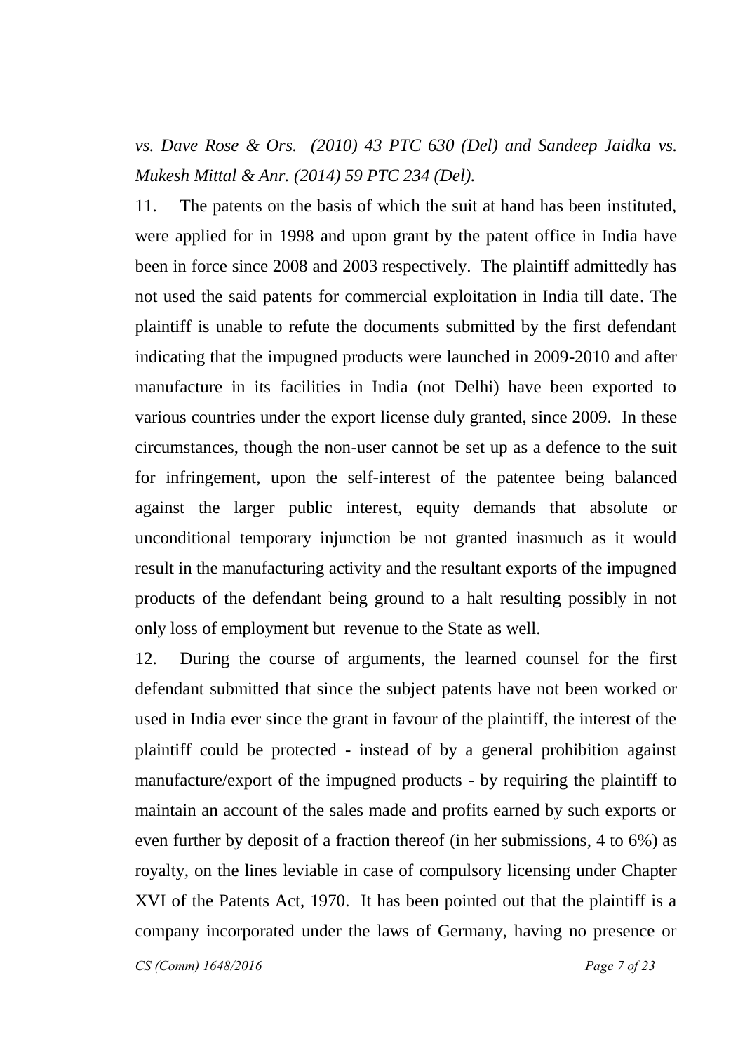*vs. Dave Rose & Ors. (2010) 43 PTC 630 (Del) and Sandeep Jaidka vs. Mukesh Mittal & Anr. (2014) 59 PTC 234 (Del).*

11. The patents on the basis of which the suit at hand has been instituted, were applied for in 1998 and upon grant by the patent office in India have been in force since 2008 and 2003 respectively. The plaintiff admittedly has not used the said patents for commercial exploitation in India till date. The plaintiff is unable to refute the documents submitted by the first defendant indicating that the impugned products were launched in 2009-2010 and after manufacture in its facilities in India (not Delhi) have been exported to various countries under the export license duly granted, since 2009. In these circumstances, though the non-user cannot be set up as a defence to the suit for infringement, upon the self-interest of the patentee being balanced against the larger public interest, equity demands that absolute or unconditional temporary injunction be not granted inasmuch as it would result in the manufacturing activity and the resultant exports of the impugned products of the defendant being ground to a halt resulting possibly in not only loss of employment but revenue to the State as well.

12. During the course of arguments, the learned counsel for the first defendant submitted that since the subject patents have not been worked or used in India ever since the grant in favour of the plaintiff, the interest of the plaintiff could be protected - instead of by a general prohibition against manufacture/export of the impugned products - by requiring the plaintiff to maintain an account of the sales made and profits earned by such exports or even further by deposit of a fraction thereof (in her submissions, 4 to 6%) as royalty, on the lines leviable in case of compulsory licensing under Chapter XVI of the Patents Act, 1970. It has been pointed out that the plaintiff is a company incorporated under the laws of Germany, having no presence or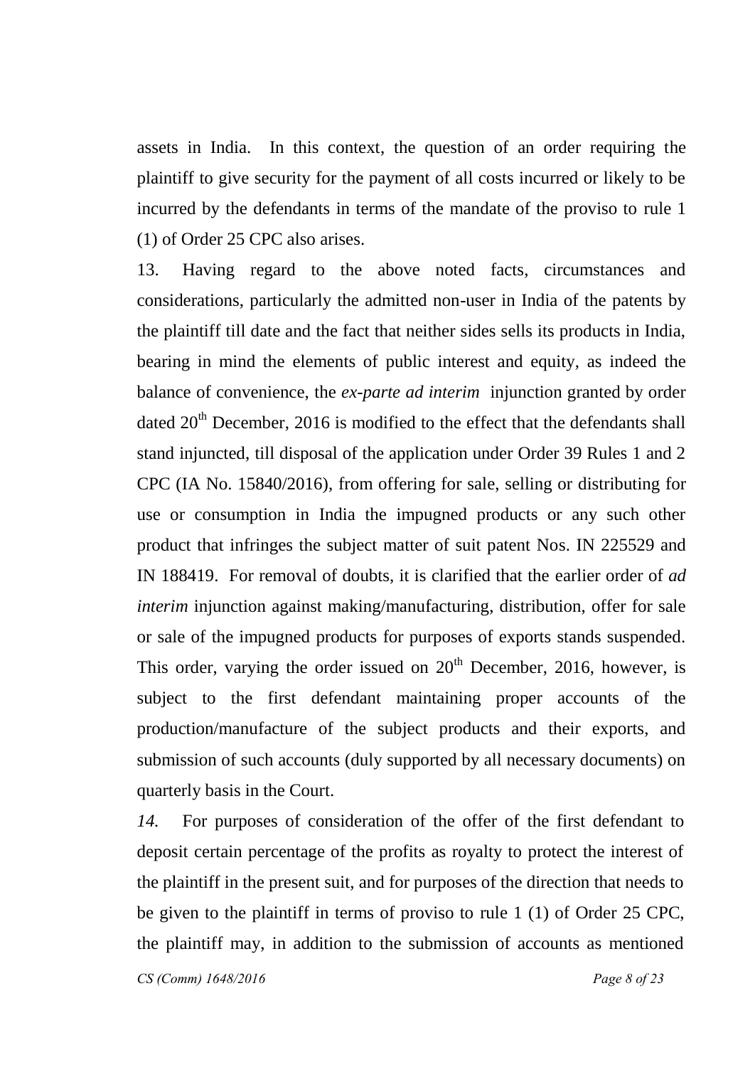assets in India. In this context, the question of an order requiring the plaintiff to give security for the payment of all costs incurred or likely to be incurred by the defendants in terms of the mandate of the proviso to rule 1 (1) of Order 25 CPC also arises.

13. Having regard to the above noted facts, circumstances and considerations, particularly the admitted non-user in India of the patents by the plaintiff till date and the fact that neither sides sells its products in India, bearing in mind the elements of public interest and equity, as indeed the balance of convenience, the *ex-parte ad interim* injunction granted by order dated 20th December, 2016 is modified to the effect that the defendants shall stand injuncted, till disposal of the application under Order 39 Rules 1 and 2 CPC (IA No. 15840/2016), from offering for sale, selling or distributing for use or consumption in India the impugned products or any such other product that infringes the subject matter of suit patent Nos. IN 225529 and IN 188419. For removal of doubts, it is clarified that the earlier order of *ad interim* injunction against making/manufacturing, distribution, offer for sale or sale of the impugned products for purposes of exports stands suspended. This order, varying the order issued on 20th December, 2016, however, is subject to the first defendant maintaining proper accounts of the production/manufacture of the subject products and their exports, and submission of such accounts (duly supported by all necessary documents) on quarterly basis in the Court.

*14.* For purposes of consideration of the offer of the first defendant to deposit certain percentage of the profits as royalty to protect the interest of the plaintiff in the present suit, and for purposes of the direction that needs to be given to the plaintiff in terms of proviso to rule 1 (1) of Order 25 CPC, the plaintiff may, in addition to the submission of accounts as mentioned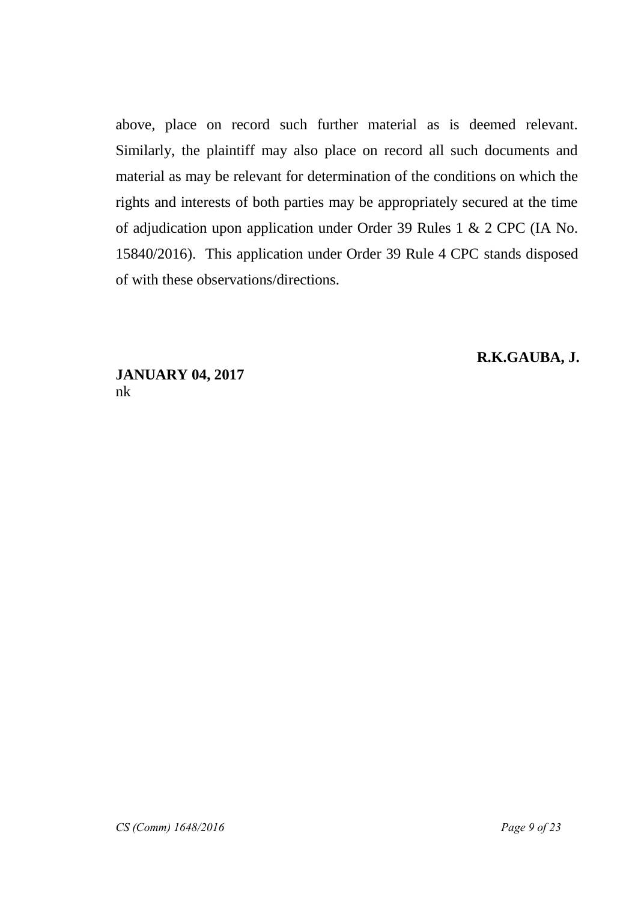above, place on record such further material as is deemed relevant. Similarly, the plaintiff may also place on record all such documents and material as may be relevant for determination of the conditions on which the rights and interests of both parties may be appropriately secured at the time of adjudication upon application under Order 39 Rules 1 & 2 CPC (IA No. 15840/2016). This application under Order 39 Rule 4 CPC stands disposed of with these observations/directions.

**R.K.GAUBA, J.**

**JANUARY 04, 2017**
nk